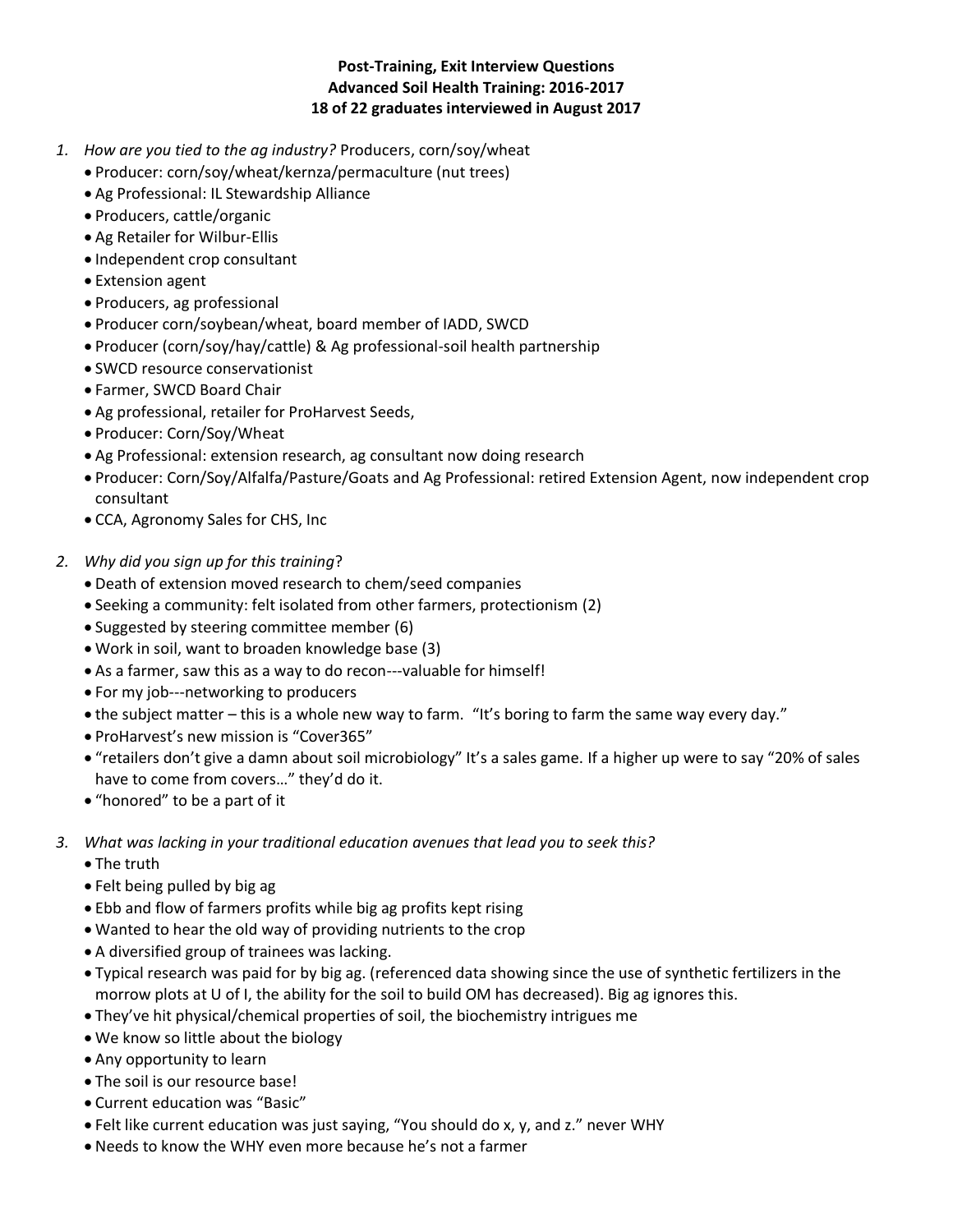**Post-Training, Exit Interview Questions**
**Advanced Soil Health Training: 2016-2017**
**18 of 22 graduates interviewed in August 2017**

1. *How are you tied to the ag industry?* Producers, corn/soy/wheat
   - Producer: corn/soy/wheat/kernza/permaculture (nut trees)
   - Ag Professional: IL Stewardship Alliance
   - Producers, cattle/organic
   - Ag Retailer for Wilbur-Ellis
   - Independent crop consultant
   - Extension agent
   - Producers, ag professional
   - Producer corn/soybean/wheat, board member of IADD, SWCD
   - Producer (corn/soy/hay/cattle) & Ag professional-soil health partnership
   - SWCD resource conservationist
   - Farmer, SWCD Board Chair
   - Ag professional, retailer for ProHarvest Seeds,
   - Producer: Corn/Soy/Wheat
   - Ag Professional: extension research, ag consultant now doing research
   - Producer: Corn/Soy/Alfalfa/Pasture/Goats and Ag Professional: retired Extension Agent, now independent crop consultant
   - CCA, Agronomy Sales for CHS, Inc

2. *Why did you sign up for this training*?
   - Death of extension moved research to chem/seed companies
   - Seeking a community: felt isolated from other farmers, protectionism (2)
   - Suggested by steering committee member (6)
   - Work in soil, want to broaden knowledge base (3)
   - As a farmer, saw this as a way to do recon---valuable for himself!
   - For my job---networking to producers
   - the subject matter – this is a whole new way to farm. "It's boring to farm the same way every day."
   - ProHarvest's new mission is "Cover365"
   - "retailers don't give a damn about soil microbiology" It's a sales game. If a higher up were to say "20% of sales have to come from covers…" they'd do it.
   - "honored" to be a part of it

3. *What was lacking in your traditional education avenues that lead you to seek this?*
   - The truth
   - Felt being pulled by big ag
   - Ebb and flow of farmers profits while big ag profits kept rising
   - Wanted to hear the old way of providing nutrients to the crop
   - A diversified group of trainees was lacking.
   - Typical research was paid for by big ag. (referenced data showing since the use of synthetic fertilizers in the morrow plots at U of I, the ability for the soil to build OM has decreased). Big ag ignores this.
   - They've hit physical/chemical properties of soil, the biochemistry intrigues me
   - We know so little about the biology
   - Any opportunity to learn
   - The soil is our resource base!
   - Current education was "Basic"
   - Felt like current education was just saying, "You should do x, y, and z." never WHY
   - Needs to know the WHY even more because he's not a farmer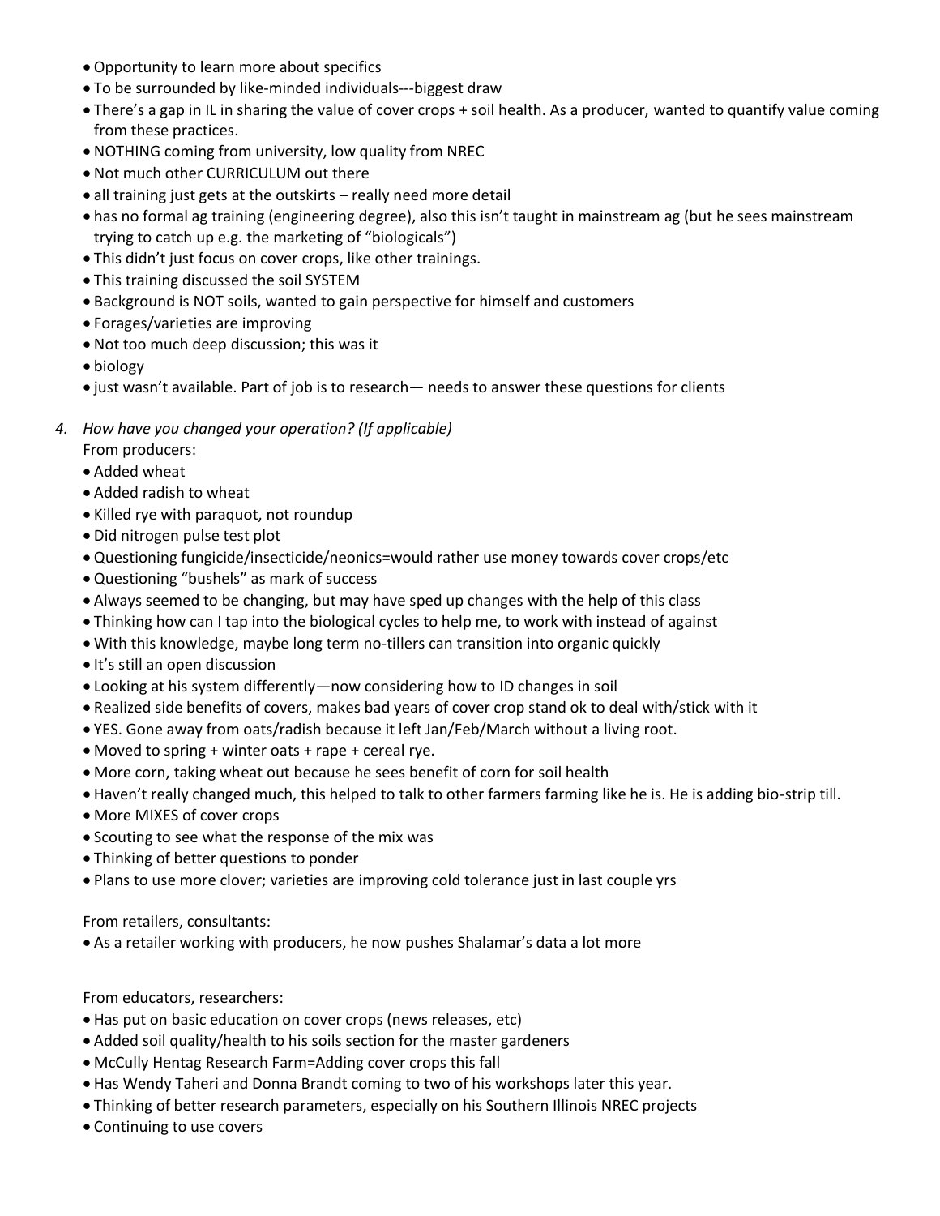- Opportunity to learn more about specifics
- To be surrounded by like-minded individuals---biggest draw
- There's a gap in IL in sharing the value of cover crops + soil health. As a producer, wanted to quantify value coming from these practices.
- NOTHING coming from university, low quality from NREC
- Not much other CURRICULUM out there
- all training just gets at the outskirts – really need more detail
- has no formal ag training (engineering degree), also this isn't taught in mainstream ag (but he sees mainstream trying to catch up e.g. the marketing of "biologicals")
- This didn't just focus on cover crops, like other trainings.
- This training discussed the soil SYSTEM
- Background is NOT soils, wanted to gain perspective for himself and customers
- Forages/varieties are improving
- Not too much deep discussion; this was it
- biology
- just wasn't available. Part of job is to research— needs to answer these questions for clients

4. *How have you changed your operation? (If applicable)*

From producers:

- Added wheat
- Added radish to wheat
- Killed rye with paraquot, not roundup
- Did nitrogen pulse test plot
- Questioning fungicide/insecticide/neonics=would rather use money towards cover crops/etc
- Questioning "bushels" as mark of success
- Always seemed to be changing, but may have sped up changes with the help of this class
- Thinking how can I tap into the biological cycles to help me, to work with instead of against
- With this knowledge, maybe long term no-tillers can transition into organic quickly
- It's still an open discussion
- Looking at his system differently—now considering how to ID changes in soil
- Realized side benefits of covers, makes bad years of cover crop stand ok to deal with/stick with it
- YES. Gone away from oats/radish because it left Jan/Feb/March without a living root.
- Moved to spring + winter oats + rape + cereal rye.
- More corn, taking wheat out because he sees benefit of corn for soil health
- Haven't really changed much, this helped to talk to other farmers farming like he is. He is adding bio-strip till.
- More MIXES of cover crops
- Scouting to see what the response of the mix was
- Thinking of better questions to ponder
- Plans to use more clover; varieties are improving cold tolerance just in last couple yrs

From retailers, consultants:

- As a retailer working with producers, he now pushes Shalamar's data a lot more

From educators, researchers:

- Has put on basic education on cover crops (news releases, etc)
- Added soil quality/health to his soils section for the master gardeners
- McCully Hentag Research Farm=Adding cover crops this fall
- Has Wendy Taheri and Donna Brandt coming to two of his workshops later this year.
- Thinking of better research parameters, especially on his Southern Illinois NREC projects
- Continuing to use covers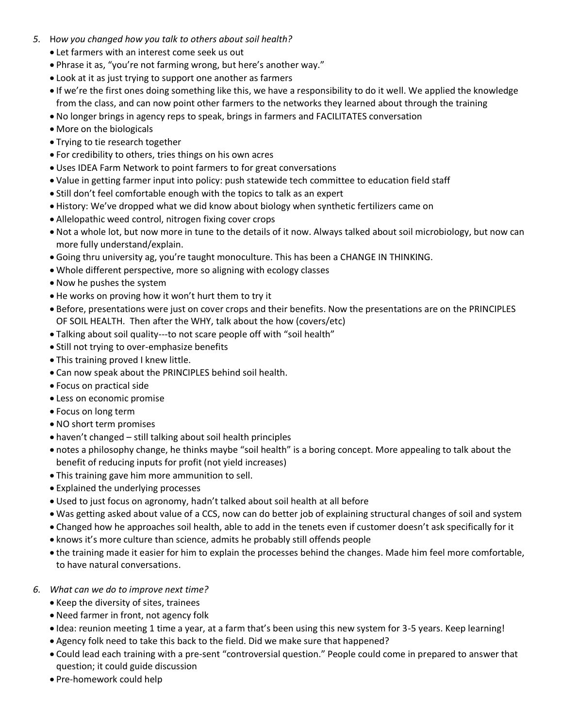5. *How you changed how you talk to others about soil health?*
    - Let farmers with an interest come seek us out
    - Phrase it as, "you're not farming wrong, but here's another way."
    - Look at it as just trying to support one another as farmers
    - If we're the first ones doing something like this, we have a responsibility to do it well. We applied the knowledge from the class, and can now point other farmers to the networks they learned about through the training
    - No longer brings in agency reps to speak, brings in farmers and FACILITATES conversation
    - More on the biologicals
    - Trying to tie research together
    - For credibility to others, tries things on his own acres
    - Uses IDEA Farm Network to point farmers to for great conversations
    - Value in getting farmer input into policy: push statewide tech committee to education field staff
    - Still don't feel comfortable enough with the topics to talk as an expert
    - History: We've dropped what we did know about biology when synthetic fertilizers came on
    - Allelopathic weed control, nitrogen fixing cover crops
    - Not a whole lot, but now more in tune to the details of it now. Always talked about soil microbiology, but now can more fully understand/explain.
    - Going thru university ag, you're taught monoculture. This has been a CHANGE IN THINKING.
    - Whole different perspective, more so aligning with ecology classes
    - Now he pushes the system
    - He works on proving how it won't hurt them to try it
    - Before, presentations were just on cover crops and their benefits. Now the presentations are on the PRINCIPLES OF SOIL HEALTH. Then after the WHY, talk about the how (covers/etc)
    - Talking about soil quality---to not scare people off with "soil health"
    - Still not trying to over-emphasize benefits
    - This training proved I knew little.
    - Can now speak about the PRINCIPLES behind soil health.
    - Focus on practical side
    - Less on economic promise
    - Focus on long term
    - NO short term promises
    - haven't changed – still talking about soil health principles
    - notes a philosophy change, he thinks maybe "soil health" is a boring concept. More appealing to talk about the benefit of reducing inputs for profit (not yield increases)
    - This training gave him more ammunition to sell.
    - Explained the underlying processes
    - Used to just focus on agronomy, hadn't talked about soil health at all before
    - Was getting asked about value of a CCS, now can do better job of explaining structural changes of soil and system
    - Changed how he approaches soil health, able to add in the tenets even if customer doesn't ask specifically for it
    - knows it's more culture than science, admits he probably still offends people
    - the training made it easier for him to explain the processes behind the changes. Made him feel more comfortable, to have natural conversations.

6. *What can we do to improve next time?*
    - Keep the diversity of sites, trainees
    - Need farmer in front, not agency folk
    - Idea: reunion meeting 1 time a year, at a farm that's been using this new system for 3-5 years. Keep learning!
    - Agency folk need to take this back to the field. Did we make sure that happened?
    - Could lead each training with a pre-sent "controversial question." People could come in prepared to answer that question; it could guide discussion
    - Pre-homework could help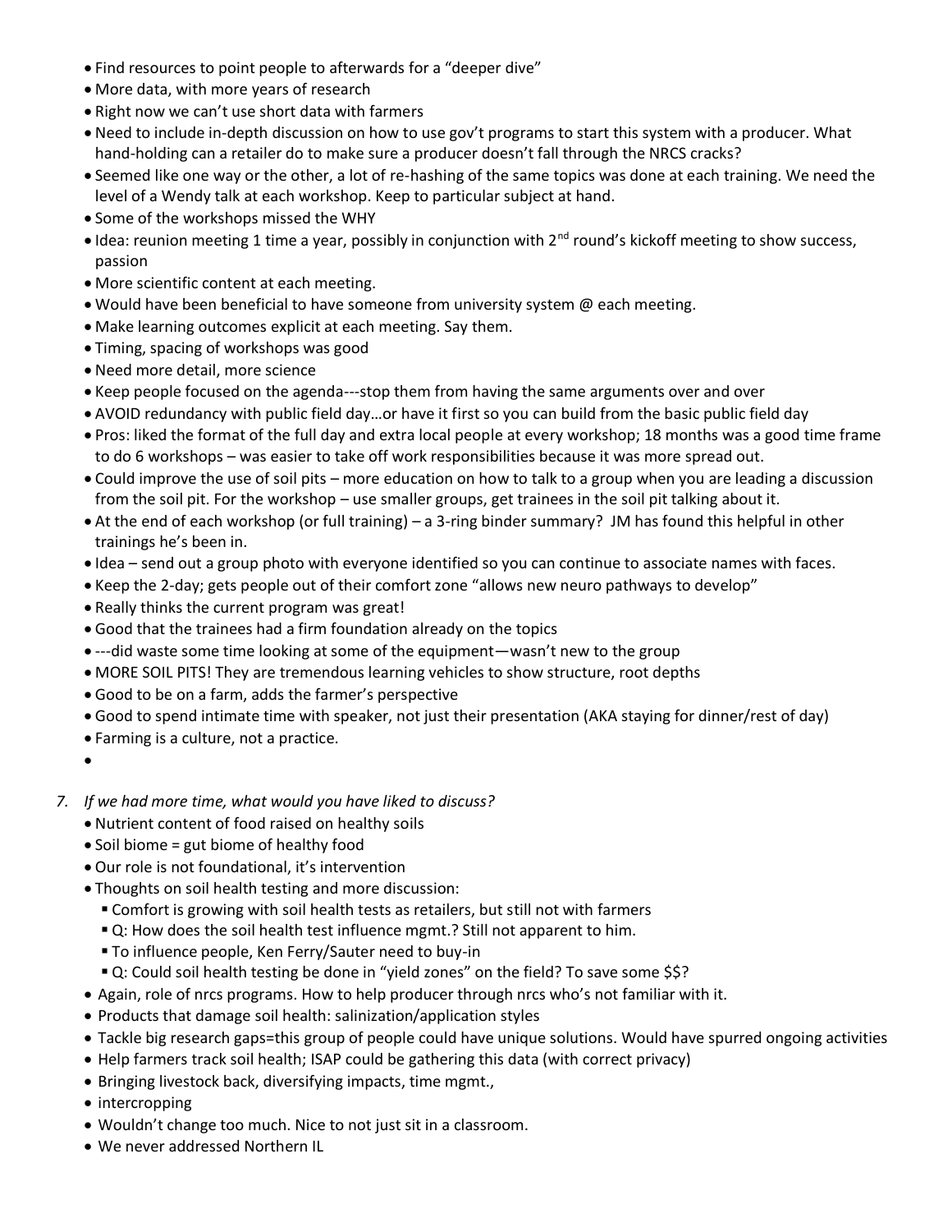- Find resources to point people to afterwards for a "deeper dive"
- More data, with more years of research
- Right now we can't use short data with farmers
- Need to include in-depth discussion on how to use gov't programs to start this system with a producer. What hand-holding can a retailer do to make sure a producer doesn't fall through the NRCS cracks?
- Seemed like one way or the other, a lot of re-hashing of the same topics was done at each training. We need the level of a Wendy talk at each workshop. Keep to particular subject at hand.
- Some of the workshops missed the WHY
- Idea: reunion meeting 1 time a year, possibly in conjunction with 2nd round's kickoff meeting to show success, passion
- More scientific content at each meeting.
- Would have been beneficial to have someone from university system @ each meeting.
- Make learning outcomes explicit at each meeting. Say them.
- Timing, spacing of workshops was good
- Need more detail, more science
- Keep people focused on the agenda---stop them from having the same arguments over and over
- AVOID redundancy with public field day…or have it first so you can build from the basic public field day
- Pros: liked the format of the full day and extra local people at every workshop; 18 months was a good time frame to do 6 workshops – was easier to take off work responsibilities because it was more spread out.
- Could improve the use of soil pits – more education on how to talk to a group when you are leading a discussion from the soil pit. For the workshop – use smaller groups, get trainees in the soil pit talking about it.
- At the end of each workshop (or full training) – a 3-ring binder summary? JM has found this helpful in other trainings he's been in.
- Idea – send out a group photo with everyone identified so you can continue to associate names with faces.
- Keep the 2-day; gets people out of their comfort zone "allows new neuro pathways to develop"
- Really thinks the current program was great!
- Good that the trainees had a firm foundation already on the topics
- ---did waste some time looking at some of the equipment—wasn't new to the group
- MORE SOIL PITS! They are tremendous learning vehicles to show structure, root depths
- Good to be on a farm, adds the farmer's perspective
- Good to spend intimate time with speaker, not just their presentation (AKA staying for dinner/rest of day)
- Farming is a culture, not a practice.
- 

7. *If we had more time, what would you have liked to discuss?*
   - Nutrient content of food raised on healthy soils
   - Soil biome = gut biome of healthy food
   - Our role is not foundational, it's intervention
   - Thoughts on soil health testing and more discussion:
     - Comfort is growing with soil health tests as retailers, but still not with farmers
     - Q: How does the soil health test influence mgmt.? Still not apparent to him.
     - To influence people, Ken Ferry/Sauter need to buy-in
     - Q: Could soil health testing be done in "yield zones" on the field? To save some $$?
   - Again, role of nrcs programs. How to help producer through nrcs who's not familiar with it.
   - Products that damage soil health: salinization/application styles
   - Tackle big research gaps=this group of people could have unique solutions. Would have spurred ongoing activities
   - Help farmers track soil health; ISAP could be gathering this data (with correct privacy)
   - Bringing livestock back, diversifying impacts, time mgmt.,
   - intercropping
   - Wouldn't change too much. Nice to not just sit in a classroom.
   - We never addressed Northern IL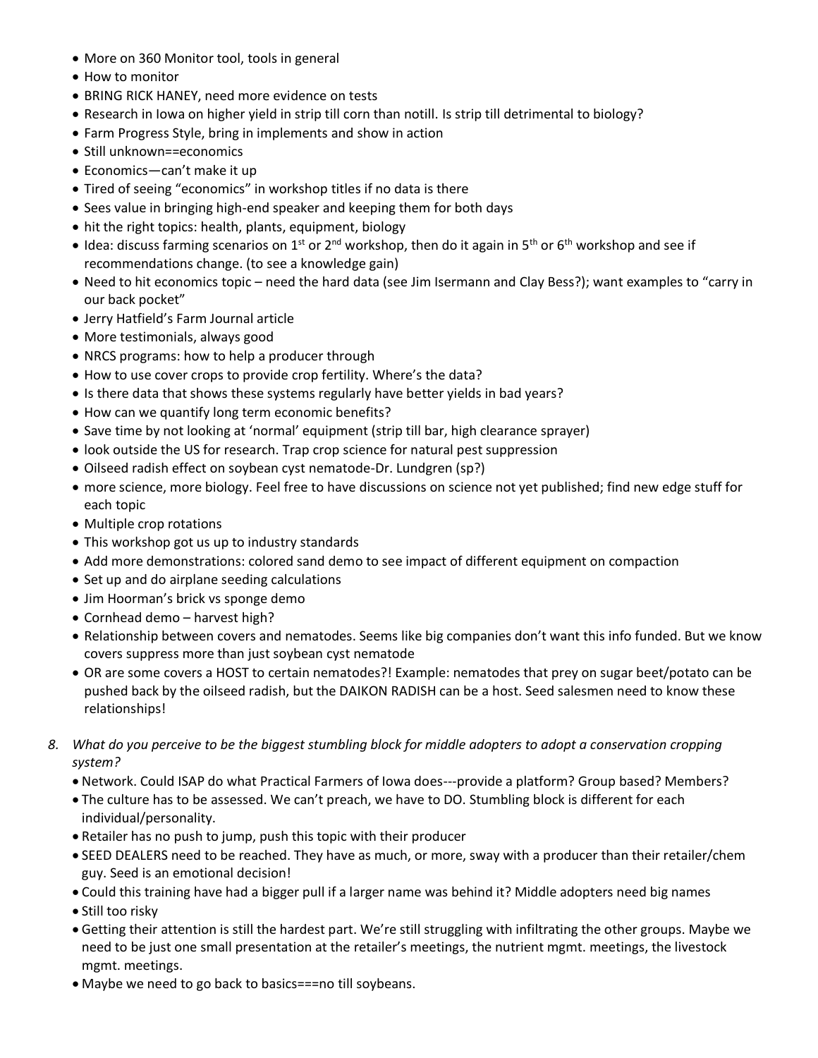- More on 360 Monitor tool, tools in general
- How to monitor
- BRING RICK HANEY, need more evidence on tests
- Research in Iowa on higher yield in strip till corn than notill. Is strip till detrimental to biology?
- Farm Progress Style, bring in implements and show in action
- Still unknown==economics
- Economics—can't make it up
- Tired of seeing "economics" in workshop titles if no data is there
- Sees value in bringing high-end speaker and keeping them for both days
- hit the right topics: health, plants, equipment, biology
- Idea: discuss farming scenarios on 1st or 2nd workshop, then do it again in 5th or 6th workshop and see if recommendations change. (to see a knowledge gain)
- Need to hit economics topic – need the hard data (see Jim Isermann and Clay Bess?); want examples to "carry in our back pocket"
- Jerry Hatfield's Farm Journal article
- More testimonials, always good
- NRCS programs: how to help a producer through
- How to use cover crops to provide crop fertility. Where's the data?
- Is there data that shows these systems regularly have better yields in bad years?
- How can we quantify long term economic benefits?
- Save time by not looking at 'normal' equipment (strip till bar, high clearance sprayer)
- look outside the US for research. Trap crop science for natural pest suppression
- Oilseed radish effect on soybean cyst nematode-Dr. Lundgren (sp?)
- more science, more biology. Feel free to have discussions on science not yet published; find new edge stuff for each topic
- Multiple crop rotations
- This workshop got us up to industry standards
- Add more demonstrations: colored sand demo to see impact of different equipment on compaction
- Set up and do airplane seeding calculations
- Jim Hoorman's brick vs sponge demo
- Cornhead demo – harvest high?
- Relationship between covers and nematodes. Seems like big companies don't want this info funded. But we know covers suppress more than just soybean cyst nematode
- OR are some covers a HOST to certain nematodes?! Example: nematodes that prey on sugar beet/potato can be pushed back by the oilseed radish, but the DAIKON RADISH can be a host. Seed salesmen need to know these relationships!

8. *What do you perceive to be the biggest stumbling block for middle adopters to adopt a conservation cropping system?*
   - Network. Could ISAP do what Practical Farmers of Iowa does---provide a platform? Group based? Members?
   - The culture has to be assessed. We can't preach, we have to DO. Stumbling block is different for each individual/personality.
   - Retailer has no push to jump, push this topic with their producer
   - SEED DEALERS need to be reached. They have as much, or more, sway with a producer than their retailer/chem guy. Seed is an emotional decision!
   - Could this training have had a bigger pull if a larger name was behind it? Middle adopters need big names
   - Still too risky
   - Getting their attention is still the hardest part. We're still struggling with infiltrating the other groups. Maybe we need to be just one small presentation at the retailer's meetings, the nutrient mgmt. meetings, the livestock mgmt. meetings.
   - Maybe we need to go back to basics===no till soybeans.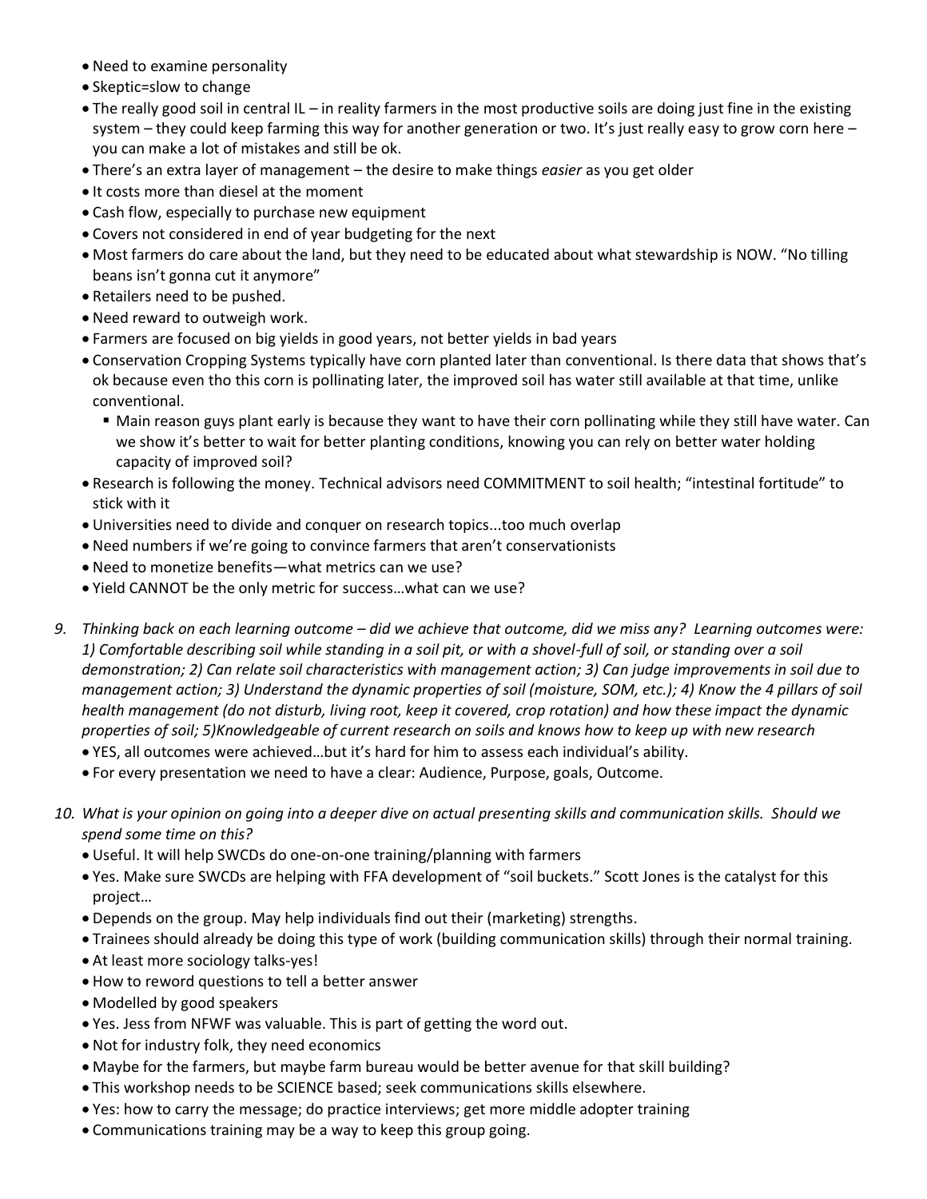- Need to examine personality
- Skeptic=slow to change
- The really good soil in central IL – in reality farmers in the most productive soils are doing just fine in the existing system – they could keep farming this way for another generation or two. It's just really easy to grow corn here – you can make a lot of mistakes and still be ok.
- There's an extra layer of management – the desire to make things *easier* as you get older
- It costs more than diesel at the moment
- Cash flow, especially to purchase new equipment
- Covers not considered in end of year budgeting for the next
- Most farmers do care about the land, but they need to be educated about what stewardship is NOW. "No tilling beans isn't gonna cut it anymore"
- Retailers need to be pushed.
- Need reward to outweigh work.
- Farmers are focused on big yields in good years, not better yields in bad years
- Conservation Cropping Systems typically have corn planted later than conventional. Is there data that shows that's ok because even tho this corn is pollinating later, the improved soil has water still available at that time, unlike conventional.
  - Main reason guys plant early is because they want to have their corn pollinating while they still have water. Can we show it's better to wait for better planting conditions, knowing you can rely on better water holding capacity of improved soil?
- Research is following the money. Technical advisors need COMMITMENT to soil health; "intestinal fortitude" to stick with it
- Universities need to divide and conquer on research topics...too much overlap
- Need numbers if we're going to convince farmers that aren't conservationists
- Need to monetize benefits—what metrics can we use?
- Yield CANNOT be the only metric for success…what can we use?

9. *Thinking back on each learning outcome – did we achieve that outcome, did we miss any? Learning outcomes were: 1) Comfortable describing soil while standing in a soil pit, or with a shovel-full of soil, or standing over a soil demonstration; 2) Can relate soil characteristics with management action; 3) Can judge improvements in soil due to management action; 3) Understand the dynamic properties of soil (moisture, SOM, etc.); 4) Know the 4 pillars of soil health management (do not disturb, living root, keep it covered, crop rotation) and how these impact the dynamic properties of soil; 5)Knowledgeable of current research on soils and knows how to keep up with new research*
   - YES, all outcomes were achieved…but it's hard for him to assess each individual's ability.
   - For every presentation we need to have a clear: Audience, Purpose, goals, Outcome.

10. *What is your opinion on going into a deeper dive on actual presenting skills and communication skills. Should we spend some time on this?*
    - Useful. It will help SWCDs do one-on-one training/planning with farmers
    - Yes. Make sure SWCDs are helping with FFA development of "soil buckets." Scott Jones is the catalyst for this project…
    - Depends on the group. May help individuals find out their (marketing) strengths.
    - Trainees should already be doing this type of work (building communication skills) through their normal training.
    - At least more sociology talks-yes!
    - How to reword questions to tell a better answer
    - Modelled by good speakers
    - Yes. Jess from NFWF was valuable. This is part of getting the word out.
    - Not for industry folk, they need economics
    - Maybe for the farmers, but maybe farm bureau would be better avenue for that skill building?
    - This workshop needs to be SCIENCE based; seek communications skills elsewhere.
    - Yes: how to carry the message; do practice interviews; get more middle adopter training
    - Communications training may be a way to keep this group going.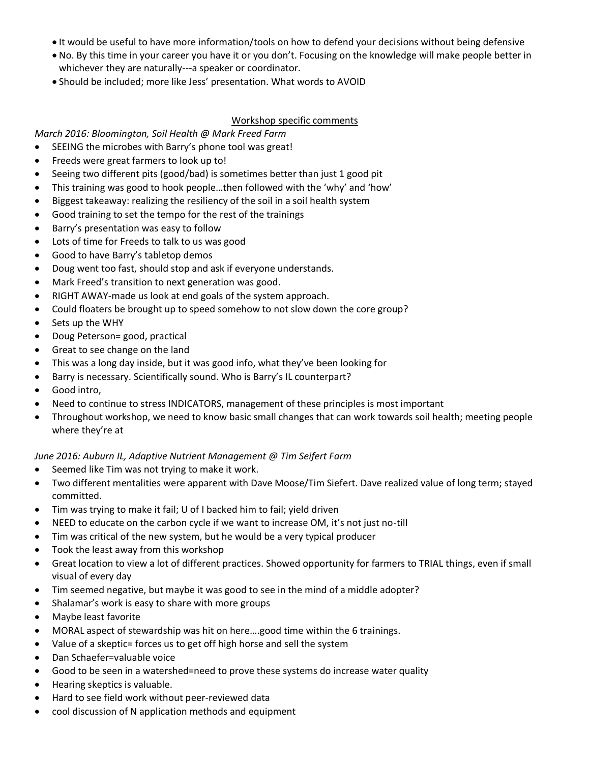- It would be useful to have more information/tools on how to defend your decisions without being defensive
- No. By this time in your career you have it or you don't. Focusing on the knowledge will make people better in whichever they are naturally---a speaker or coordinator.
- Should be included; more like Jess' presentation. What words to AVOID

## Workshop specific comments

*March 2016: Bloomington, Soil Health @ Mark Freed Farm*

- SEEING the microbes with Barry's phone tool was great!
- Freeds were great farmers to look up to!
- Seeing two different pits (good/bad) is sometimes better than just 1 good pit
- This training was good to hook people…then followed with the 'why' and 'how'
- Biggest takeaway: realizing the resiliency of the soil in a soil health system
- Good training to set the tempo for the rest of the trainings
- Barry's presentation was easy to follow
- Lots of time for Freeds to talk to us was good
- Good to have Barry's tabletop demos
- Doug went too fast, should stop and ask if everyone understands.
- Mark Freed's transition to next generation was good.
- RIGHT AWAY-made us look at end goals of the system approach.
- Could floaters be brought up to speed somehow to not slow down the core group?
- Sets up the WHY
- Doug Peterson= good, practical
- Great to see change on the land
- This was a long day inside, but it was good info, what they've been looking for
- Barry is necessary. Scientifically sound. Who is Barry's IL counterpart?
- Good intro,
- Need to continue to stress INDICATORS, management of these principles is most important
- Throughout workshop, we need to know basic small changes that can work towards soil health; meeting people where they're at

*June 2016: Auburn IL, Adaptive Nutrient Management @ Tim Seifert Farm*

- Seemed like Tim was not trying to make it work.
- Two different mentalities were apparent with Dave Moose/Tim Siefert. Dave realized value of long term; stayed committed.
- Tim was trying to make it fail; U of I backed him to fail; yield driven
- NEED to educate on the carbon cycle if we want to increase OM, it's not just no-till
- Tim was critical of the new system, but he would be a very typical producer
- Took the least away from this workshop
- Great location to view a lot of different practices. Showed opportunity for farmers to TRIAL things, even if small visual of every day
- Tim seemed negative, but maybe it was good to see in the mind of a middle adopter?
- Shalamar's work is easy to share with more groups
- Maybe least favorite
- MORAL aspect of stewardship was hit on here….good time within the 6 trainings.
- Value of a skeptic= forces us to get off high horse and sell the system
- Dan Schaefer=valuable voice
- Good to be seen in a watershed=need to prove these systems do increase water quality
- Hearing skeptics is valuable.
- Hard to see field work without peer-reviewed data
- cool discussion of N application methods and equipment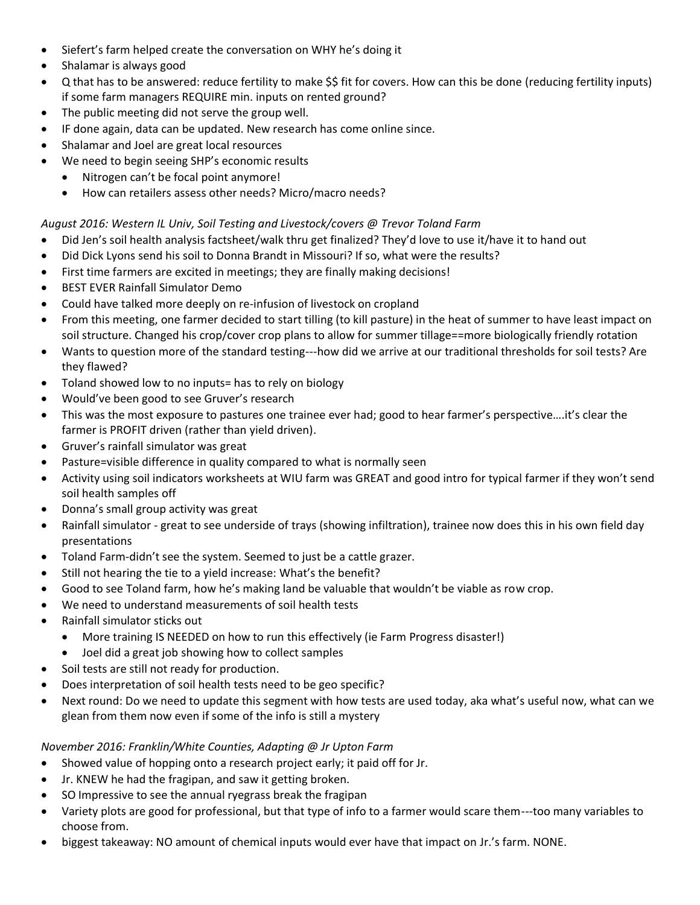- Siefert's farm helped create the conversation on WHY he's doing it
- Shalamar is always good
- Q that has to be answered: reduce fertility to make $$ fit for covers. How can this be done (reducing fertility inputs) if some farm managers REQUIRE min. inputs on rented ground?
- The public meeting did not serve the group well.
- IF done again, data can be updated. New research has come online since.
- Shalamar and Joel are great local resources
- We need to begin seeing SHP's economic results
  - Nitrogen can't be focal point anymore!
  - How can retailers assess other needs? Micro/macro needs?

*August 2016: Western IL Univ, Soil Testing and Livestock/covers @ Trevor Toland Farm*

- Did Jen's soil health analysis factsheet/walk thru get finalized? They'd love to use it/have it to hand out
- Did Dick Lyons send his soil to Donna Brandt in Missouri? If so, what were the results?
- First time farmers are excited in meetings; they are finally making decisions!
- BEST EVER Rainfall Simulator Demo
- Could have talked more deeply on re-infusion of livestock on cropland
- From this meeting, one farmer decided to start tilling (to kill pasture) in the heat of summer to have least impact on soil structure. Changed his crop/cover crop plans to allow for summer tillage==more biologically friendly rotation
- Wants to question more of the standard testing---how did we arrive at our traditional thresholds for soil tests? Are they flawed?
- Toland showed low to no inputs= has to rely on biology
- Would've been good to see Gruver's research
- This was the most exposure to pastures one trainee ever had; good to hear farmer's perspective….it's clear the farmer is PROFIT driven (rather than yield driven).
- Gruver's rainfall simulator was great
- Pasture=visible difference in quality compared to what is normally seen
- Activity using soil indicators worksheets at WIU farm was GREAT and good intro for typical farmer if they won't send soil health samples off
- Donna's small group activity was great
- Rainfall simulator - great to see underside of trays (showing infiltration), trainee now does this in his own field day presentations
- Toland Farm-didn't see the system. Seemed to just be a cattle grazer.
- Still not hearing the tie to a yield increase: What's the benefit?
- Good to see Toland farm, how he's making land be valuable that wouldn't be viable as row crop.
- We need to understand measurements of soil health tests
- Rainfall simulator sticks out
  - More training IS NEEDED on how to run this effectively (ie Farm Progress disaster!)
  - Joel did a great job showing how to collect samples
- Soil tests are still not ready for production.
- Does interpretation of soil health tests need to be geo specific?
- Next round: Do we need to update this segment with how tests are used today, aka what's useful now, what can we glean from them now even if some of the info is still a mystery

*November 2016: Franklin/White Counties, Adapting @ Jr Upton Farm*

- Showed value of hopping onto a research project early; it paid off for Jr.
- Jr. KNEW he had the fragipan, and saw it getting broken.
- SO Impressive to see the annual ryegrass break the fragipan
- Variety plots are good for professional, but that type of info to a farmer would scare them---too many variables to choose from.
- biggest takeaway: NO amount of chemical inputs would ever have that impact on Jr.'s farm. NONE.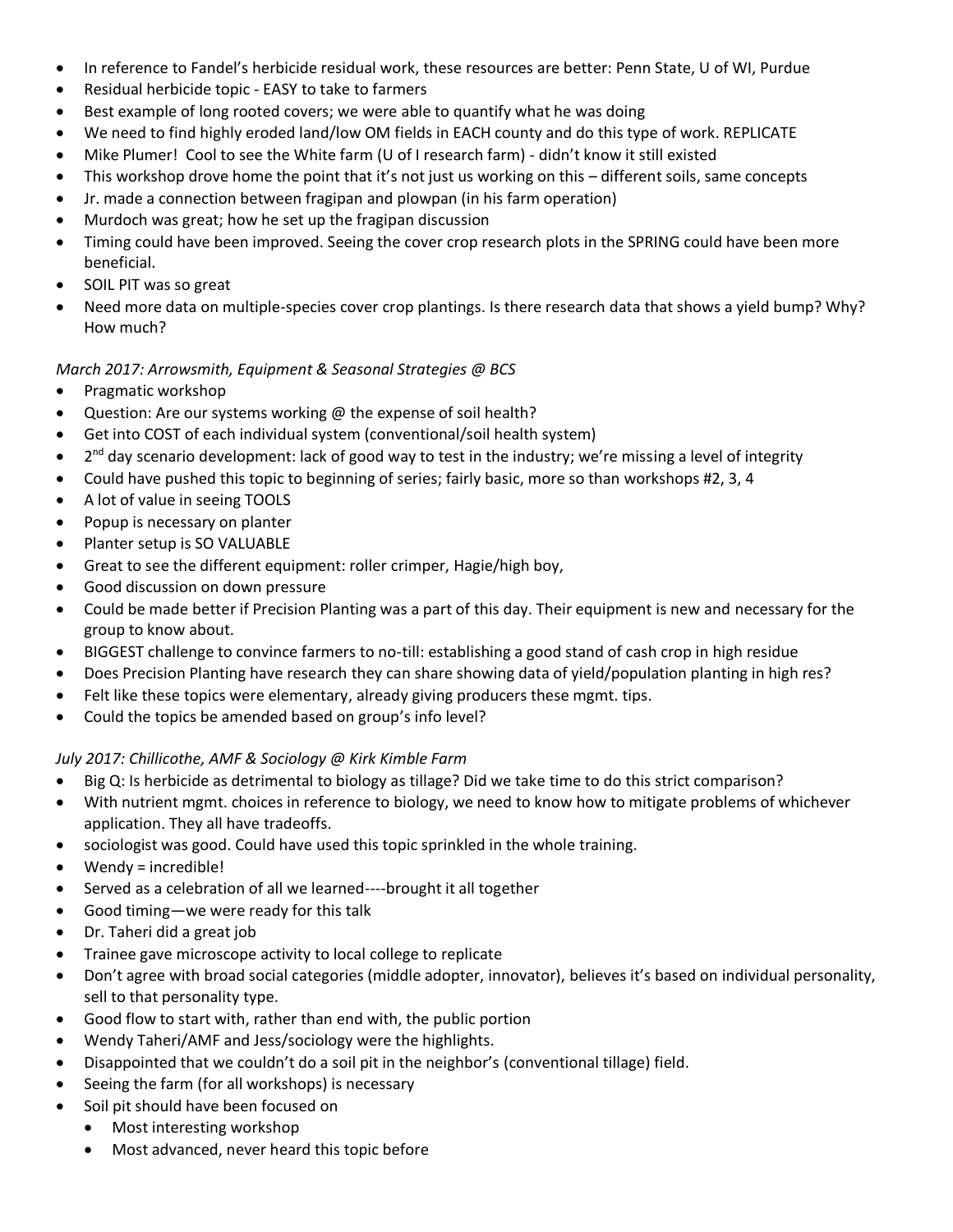- In reference to Fandel's herbicide residual work, these resources are better: Penn State, U of WI, Purdue
- Residual herbicide topic - EASY to take to farmers
- Best example of long rooted covers; we were able to quantify what he was doing
- We need to find highly eroded land/low OM fields in EACH county and do this type of work. REPLICATE
- Mike Plumer! Cool to see the White farm (U of I research farm) - didn't know it still existed
- This workshop drove home the point that it's not just us working on this – different soils, same concepts
- Jr. made a connection between fragipan and plowpan (in his farm operation)
- Murdoch was great; how he set up the fragipan discussion
- Timing could have been improved. Seeing the cover crop research plots in the SPRING could have been more beneficial.
- SOIL PIT was so great
- Need more data on multiple-species cover crop plantings. Is there research data that shows a yield bump? Why? How much?

*March 2017: Arrowsmith, Equipment & Seasonal Strategies @ BCS*

- Pragmatic workshop
- Question: Are our systems working @ the expense of soil health?
- Get into COST of each individual system (conventional/soil health system)
- 2nd day scenario development: lack of good way to test in the industry; we're missing a level of integrity
- Could have pushed this topic to beginning of series; fairly basic, more so than workshops #2, 3, 4
- A lot of value in seeing TOOLS
- Popup is necessary on planter
- Planter setup is SO VALUABLE
- Great to see the different equipment: roller crimper, Hagie/high boy,
- Good discussion on down pressure
- Could be made better if Precision Planting was a part of this day. Their equipment is new and necessary for the group to know about.
- BIGGEST challenge to convince farmers to no-till: establishing a good stand of cash crop in high residue
- Does Precision Planting have research they can share showing data of yield/population planting in high res?
- Felt like these topics were elementary, already giving producers these mgmt. tips.
- Could the topics be amended based on group's info level?

*July 2017: Chillicothe, AMF & Sociology @ Kirk Kimble Farm*

- Big Q: Is herbicide as detrimental to biology as tillage? Did we take time to do this strict comparison?
- With nutrient mgmt. choices in reference to biology, we need to know how to mitigate problems of whichever application. They all have tradeoffs.
- sociologist was good. Could have used this topic sprinkled in the whole training.
- Wendy = incredible!
- Served as a celebration of all we learned----brought it all together
- Good timing—we were ready for this talk
- Dr. Taheri did a great job
- Trainee gave microscope activity to local college to replicate
- Don't agree with broad social categories (middle adopter, innovator), believes it's based on individual personality, sell to that personality type.
- Good flow to start with, rather than end with, the public portion
- Wendy Taheri/AMF and Jess/sociology were the highlights.
- Disappointed that we couldn't do a soil pit in the neighbor's (conventional tillage) field.
- Seeing the farm (for all workshops) is necessary
- Soil pit should have been focused on
  - Most interesting workshop
  - Most advanced, never heard this topic before